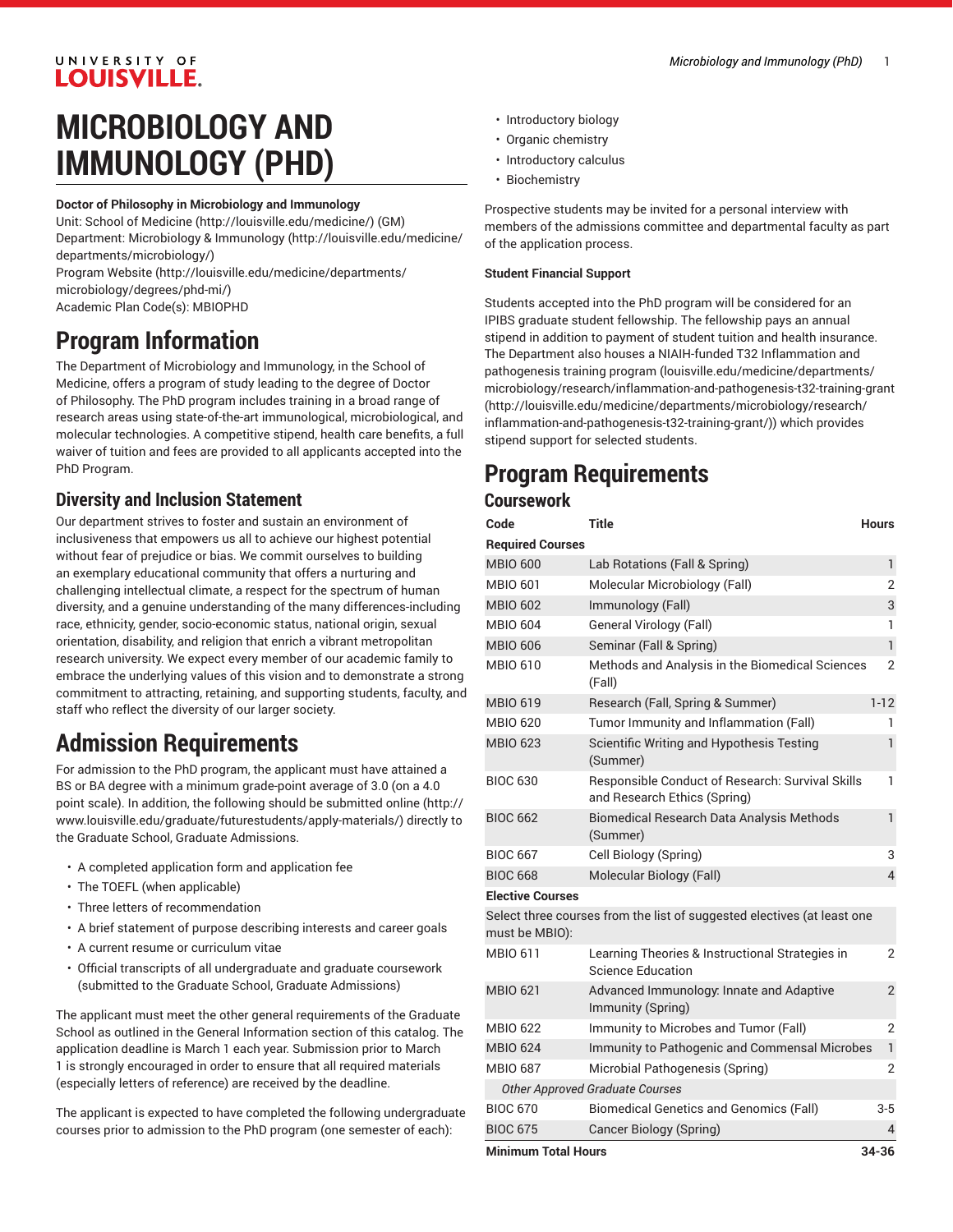# MICROBIOLOGY AND IMMUNOLOGY (PHD)

**Doctor of Philosophy in Microbiology and Immunology**

Unit: School of Medicine (http://louisville.edu/medicine/) (GM)
Department: Microbiology & Immunology (http://louisville.edu/medicine/departments/microbiology/)
Program Website (http://louisville.edu/medicine/departments/microbiology/degrees/phd-mi/)
Academic Plan Code(s): MBIOPHD

## Program Information

The Department of Microbiology and Immunology, in the School of Medicine, offers a program of study leading to the degree of Doctor of Philosophy. The PhD program includes training in a broad range of research areas using state-of-the-art immunological, microbiological, and molecular technologies. A competitive stipend, health care benefits, a full waiver of tuition and fees are provided to all applicants accepted into the PhD Program.

### Diversity and Inclusion Statement

Our department strives to foster and sustain an environment of inclusiveness that empowers us all to achieve our highest potential without fear of prejudice or bias. We commit ourselves to building an exemplary educational community that offers a nurturing and challenging intellectual climate, a respect for the spectrum of human diversity, and a genuine understanding of the many differences-including race, ethnicity, gender, socio-economic status, national origin, sexual orientation, disability, and religion that enrich a vibrant metropolitan research university. We expect every member of our academic family to embrace the underlying values of this vision and to demonstrate a strong commitment to attracting, retaining, and supporting students, faculty, and staff who reflect the diversity of our larger society.

## Admission Requirements

For admission to the PhD program, the applicant must have attained a BS or BA degree with a minimum grade-point average of 3.0 (on a 4.0 point scale). In addition, the following should be submitted online (http://www.louisville.edu/graduate/futurestudents/apply-materials/) directly to the Graduate School, Graduate Admissions.

- A completed application form and application fee
- The TOEFL (when applicable)
- Three letters of recommendation
- A brief statement of purpose describing interests and career goals
- A current resume or curriculum vitae
- Official transcripts of all undergraduate and graduate coursework (submitted to the Graduate School, Graduate Admissions)

The applicant must meet the other general requirements of the Graduate School as outlined in the General Information section of this catalog. The application deadline is March 1 each year. Submission prior to March 1 is strongly encouraged in order to ensure that all required materials (especially letters of reference) are received by the deadline.

The applicant is expected to have completed the following undergraduate courses prior to admission to the PhD program (one semester of each):

- Introductory biology
- Organic chemistry
- Introductory calculus
- Biochemistry

Prospective students may be invited for a personal interview with members of the admissions committee and departmental faculty as part of the application process.

**Student Financial Support**

Students accepted into the PhD program will be considered for an IPIBS graduate student fellowship. The fellowship pays an annual stipend in addition to payment of student tuition and health insurance. The Department also houses a NIAIH-funded T32 Inflammation and pathogenesis training program (louisville.edu/medicine/departments/microbiology/research/inflammation-and-pathogenesis-t32-training-grant (http://louisville.edu/medicine/departments/microbiology/research/inflammation-and-pathogenesis-t32-training-grant/)) which provides stipend support for selected students.

## Program Requirements

### Coursework

| Code | Title | Hours |
|---|---|---|
| **Required Courses** | | |
| MBIO 600 | Lab Rotations (Fall & Spring) | 1 |
| MBIO 601 | Molecular Microbiology (Fall) | 2 |
| MBIO 602 | Immunology (Fall) | 3 |
| MBIO 604 | General Virology (Fall) | 1 |
| MBIO 606 | Seminar (Fall & Spring) | 1 |
| MBIO 610 | Methods and Analysis in the Biomedical Sciences (Fall) | 2 |
| MBIO 619 | Research (Fall, Spring & Summer) | 1-12 |
| MBIO 620 | Tumor Immunity and Inflammation (Fall) | 1 |
| MBIO 623 | Scientific Writing and Hypothesis Testing (Summer) | 1 |
| BIOC 630 | Responsible Conduct of Research: Survival Skills and Research Ethics (Spring) | 1 |
| BIOC 662 | Biomedical Research Data Analysis Methods (Summer) | 1 |
| BIOC 667 | Cell Biology (Spring) | 3 |
| BIOC 668 | Molecular Biology (Fall) | 4 |
| **Elective Courses** | | |
| Select three courses from the list of suggested electives (at least one must be MBIO): | | |
| MBIO 611 | Learning Theories & Instructional Strategies in Science Education | 2 |
| MBIO 621 | Advanced Immunology: Innate and Adaptive Immunity (Spring) | 2 |
| MBIO 622 | Immunity to Microbes and Tumor (Fall) | 2 |
| MBIO 624 | Immunity to Pathogenic and Commensal Microbes | 1 |
| MBIO 687 | Microbial Pathogenesis (Spring) | 2 |
| *Other Approved Graduate Courses* | | |
| BIOC 670 | Biomedical Genetics and Genomics (Fall) | 3-5 |
| BIOC 675 | Cancer Biology (Spring) | 4 |
| **Minimum Total Hours** | | **34-36** |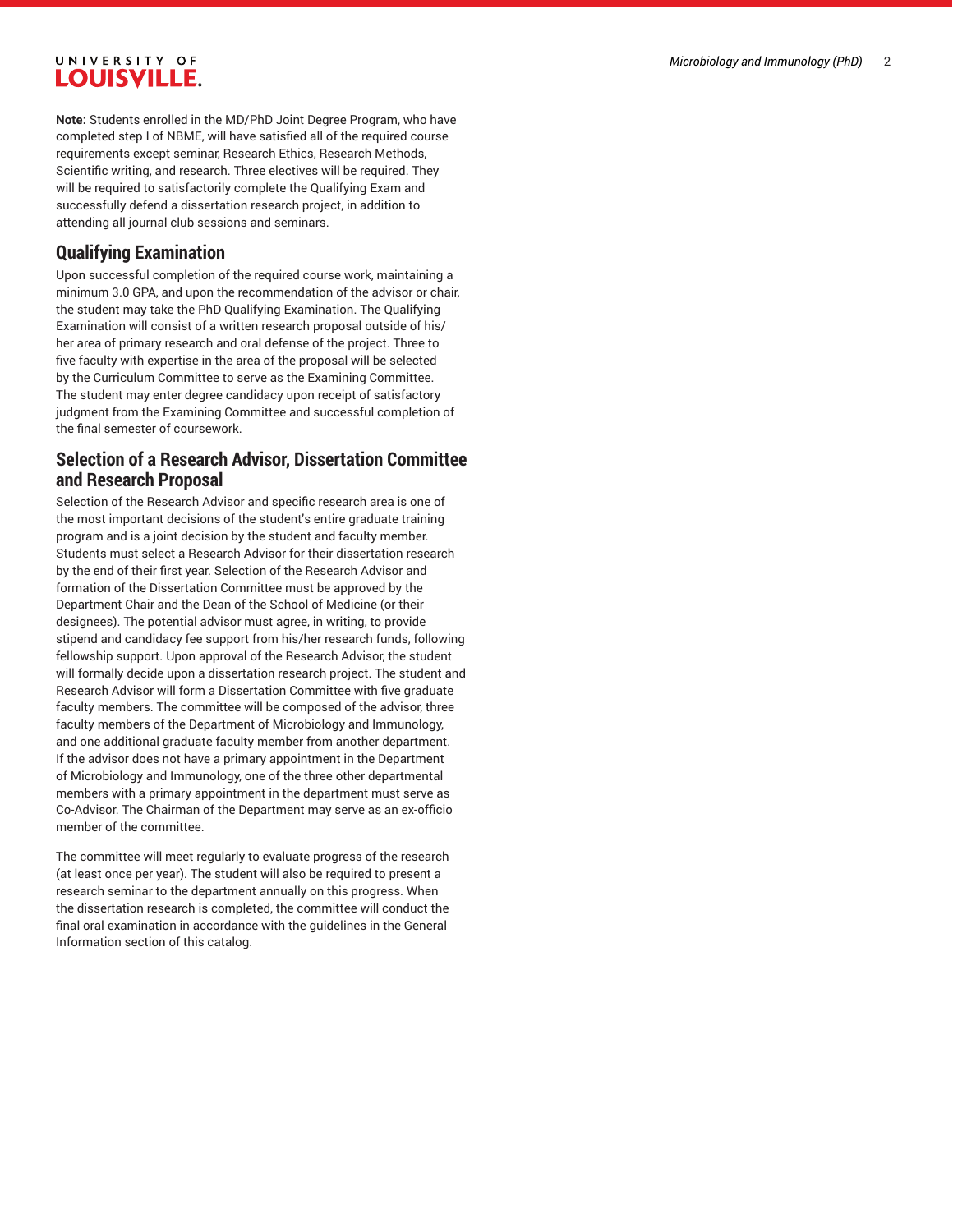**Note:** Students enrolled in the MD/PhD Joint Degree Program, who have completed step I of NBME, will have satisfied all of the required course requirements except seminar, Research Ethics, Research Methods, Scientific writing, and research. Three electives will be required. They will be required to satisfactorily complete the Qualifying Exam and successfully defend a dissertation research project, in addition to attending all journal club sessions and seminars.

## Qualifying Examination

Upon successful completion of the required course work, maintaining a minimum 3.0 GPA, and upon the recommendation of the advisor or chair, the student may take the PhD Qualifying Examination. The Qualifying Examination will consist of a written research proposal outside of his/her area of primary research and oral defense of the project. Three to five faculty with expertise in the area of the proposal will be selected by the Curriculum Committee to serve as the Examining Committee. The student may enter degree candidacy upon receipt of satisfactory judgment from the Examining Committee and successful completion of the final semester of coursework.

## Selection of a Research Advisor, Dissertation Committee and Research Proposal

Selection of the Research Advisor and specific research area is one of the most important decisions of the student's entire graduate training program and is a joint decision by the student and faculty member. Students must select a Research Advisor for their dissertation research by the end of their first year. Selection of the Research Advisor and formation of the Dissertation Committee must be approved by the Department Chair and the Dean of the School of Medicine (or their designees). The potential advisor must agree, in writing, to provide stipend and candidacy fee support from his/her research funds, following fellowship support. Upon approval of the Research Advisor, the student will formally decide upon a dissertation research project. The student and Research Advisor will form a Dissertation Committee with five graduate faculty members. The committee will be composed of the advisor, three faculty members of the Department of Microbiology and Immunology, and one additional graduate faculty member from another department. If the advisor does not have a primary appointment in the Department of Microbiology and Immunology, one of the three other departmental members with a primary appointment in the department must serve as Co-Advisor. The Chairman of the Department may serve as an ex-officio member of the committee.

The committee will meet regularly to evaluate progress of the research (at least once per year). The student will also be required to present a research seminar to the department annually on this progress. When the dissertation research is completed, the committee will conduct the final oral examination in accordance with the guidelines in the General Information section of this catalog.